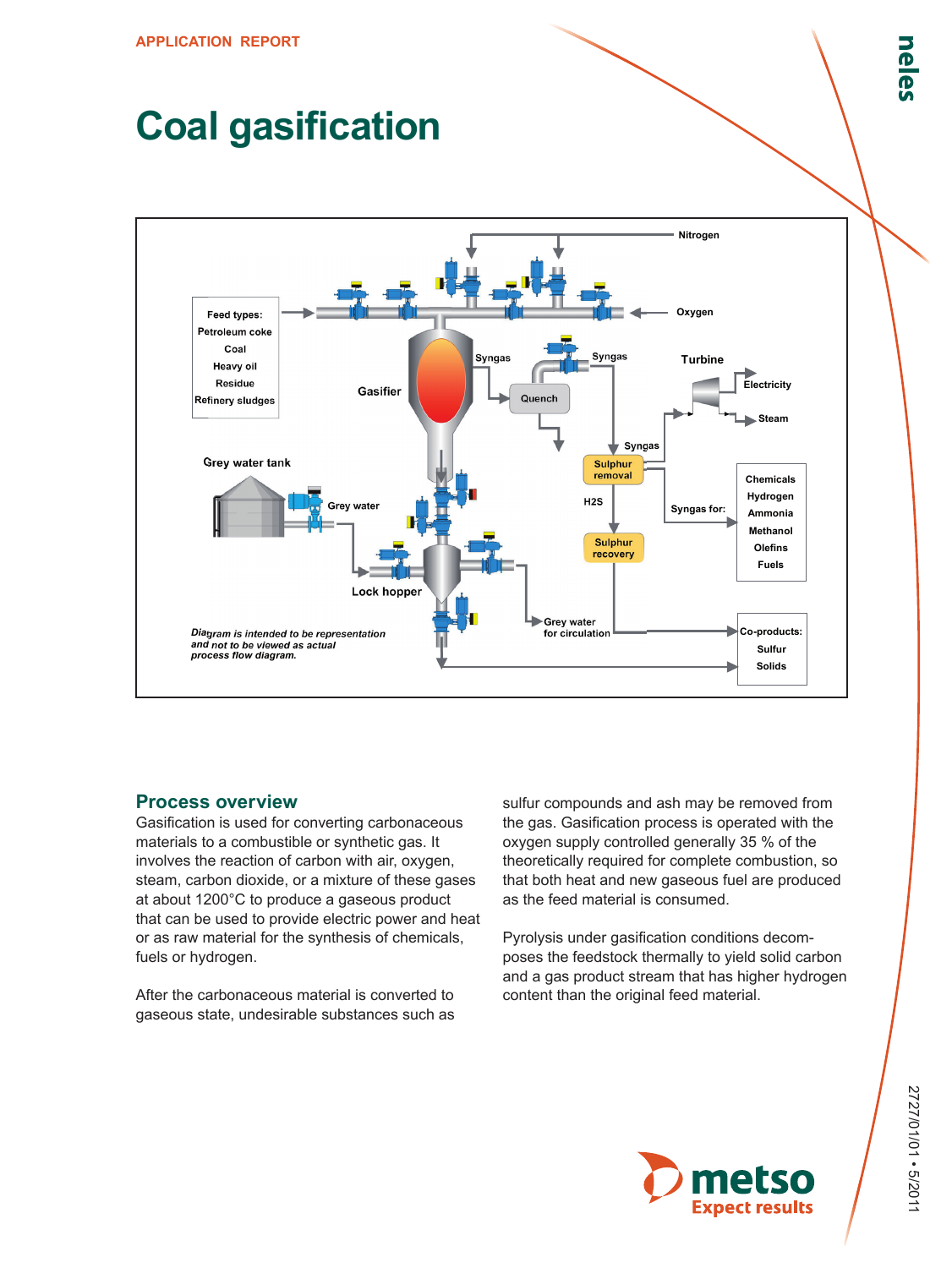APPLICATION REPORT

# Coal gasification

Feed types:
Petroleum coke
Coal
Heavy oil
Residue
Refinery sludges

Nitrogen

Oxygen

Gasifier

Syngas

Quench

Syngas

Turbine

Electricity

Steam

Syngas

Sulphur removal

H2S

Syngas for:

Chemicals
Hydrogen
Ammonia
Methanol
Olefins
Fuels

Sulphur recovery

Grey water tank

Grey water

Lock hopper

Grey water for circulation

Co-products:
Sulfur
Solids

*Diagram is intended to be representation and not to be viewed as actual process flow diagram.*

## Process overview

Gasification is used for converting carbonaceous materials to a combustible or synthetic gas. It involves the reaction of carbon with air, oxygen, steam, carbon dioxide, or a mixture of these gases at about 1200°C to produce a gaseous product that can be used to provide electric power and heat or as raw material for the synthesis of chemicals, fuels or hydrogen.

After the carbonaceous material is converted to gaseous state, undesirable substances such as sulfur compounds and ash may be removed from the gas. Gasification process is operated with the oxygen supply controlled generally 35 % of the theoretically required for complete combustion, so that both heat and new gaseous fuel are produced as the feed material is consumed.

Pyrolysis under gasification conditions decomposes the feedstock thermally to yield solid carbon and a gas product stream that has higher hydrogen content than the original feed material.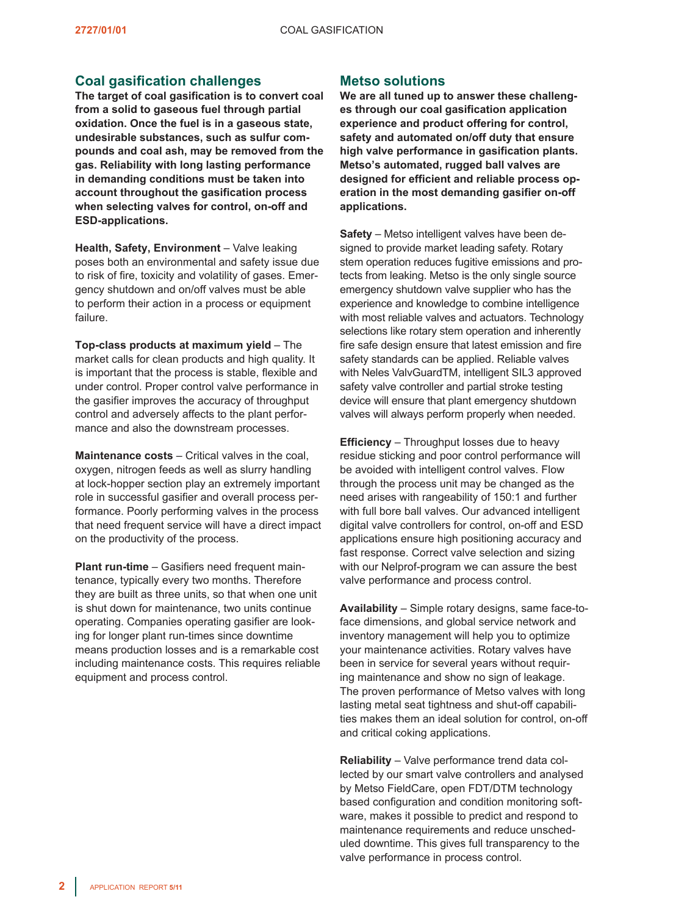## Coal gasification challenges

**The target of coal gasification is to convert coal from a solid to gaseous fuel through partial oxidation. Once the fuel is in a gaseous state, undesirable substances, such as sulfur compounds and coal ash, may be removed from the gas. Reliability with long lasting performance in demanding conditions must be taken into account throughout the gasification process when selecting valves for control, on-off and ESD-applications.**

**Health, Safety, Environment** – Valve leaking poses both an environmental and safety issue due to risk of fire, toxicity and volatility of gases. Emergency shutdown and on/off valves must be able to perform their action in a process or equipment failure.

**Top-class products at maximum yield** – The market calls for clean products and high quality. It is important that the process is stable, flexible and under control. Proper control valve performance in the gasifier improves the accuracy of throughput control and adversely affects to the plant performance and also the downstream processes.

**Maintenance costs** – Critical valves in the coal, oxygen, nitrogen feeds as well as slurry handling at lock-hopper section play an extremely important role in successful gasifier and overall process performance. Poorly performing valves in the process that need frequent service will have a direct impact on the productivity of the process.

**Plant run-time** – Gasifiers need frequent maintenance, typically every two months. Therefore they are built as three units, so that when one unit is shut down for maintenance, two units continue operating. Companies operating gasifier are looking for longer plant run-times since downtime means production losses and is a remarkable cost including maintenance costs. This requires reliable equipment and process control.

## Metso solutions

**We are all tuned up to answer these challenges through our coal gasification application experience and product offering for control, safety and automated on/off duty that ensure high valve performance in gasification plants. Metso's automated, rugged ball valves are designed for efficient and reliable process operation in the most demanding gasifier on-off applications.**

**Safety** – Metso intelligent valves have been designed to provide market leading safety. Rotary stem operation reduces fugitive emissions and protects from leaking. Metso is the only single source emergency shutdown valve supplier who has the experience and knowledge to combine intelligence with most reliable valves and actuators. Technology selections like rotary stem operation and inherently fire safe design ensure that latest emission and fire safety standards can be applied. Reliable valves with Neles ValvGuardTM, intelligent SIL3 approved safety valve controller and partial stroke testing device will ensure that plant emergency shutdown valves will always perform properly when needed.

**Efficiency** – Throughput losses due to heavy residue sticking and poor control performance will be avoided with intelligent control valves. Flow through the process unit may be changed as the need arises with rangeability of 150:1 and further with full bore ball valves. Our advanced intelligent digital valve controllers for control, on-off and ESD applications ensure high positioning accuracy and fast response. Correct valve selection and sizing with our Nelprof-program we can assure the best valve performance and process control.

**Availability** – Simple rotary designs, same face-to-face dimensions, and global service network and inventory management will help you to optimize your maintenance activities. Rotary valves have been in service for several years without requiring maintenance and show no sign of leakage. The proven performance of Metso valves with long lasting metal seat tightness and shut-off capabilities makes them an ideal solution for control, on-off and critical coking applications.

**Reliability** – Valve performance trend data collected by our smart valve controllers and analysed by Metso FieldCare, open FDT/DTM technology based configuration and condition monitoring software, makes it possible to predict and respond to maintenance requirements and reduce unscheduled downtime. This gives full transparency to the valve performance in process control.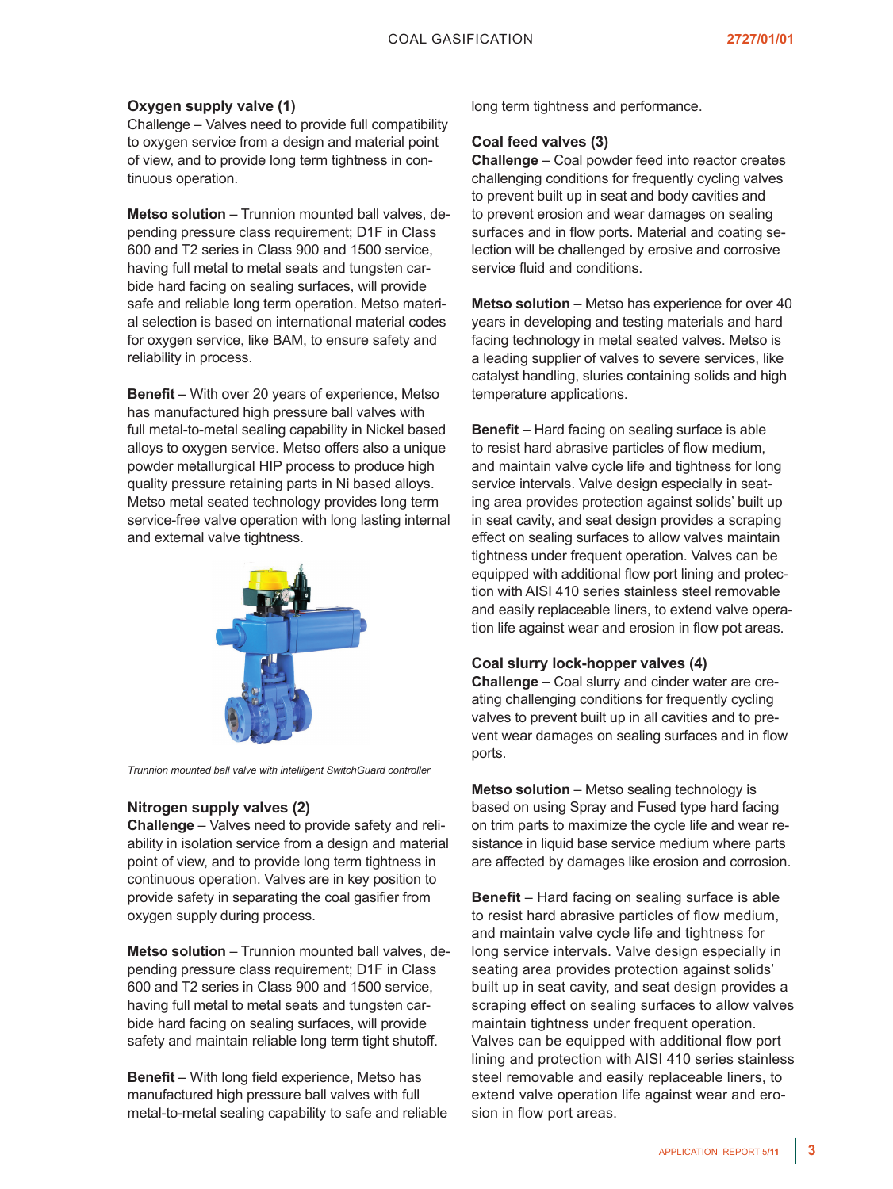### Oxygen supply valve (1)

Challenge – Valves need to provide full compatibility to oxygen service from a design and material point of view, and to provide long term tightness in continuous operation.

**Metso solution** – Trunnion mounted ball valves, depending pressure class requirement; D1F in Class 600 and T2 series in Class 900 and 1500 service, having full metal to metal seats and tungsten carbide hard facing on sealing surfaces, will provide safe and reliable long term operation. Metso material selection is based on international material codes for oxygen service, like BAM, to ensure safety and reliability in process.

**Benefit** – With over 20 years of experience, Metso has manufactured high pressure ball valves with full metal-to-metal sealing capability in Nickel based alloys to oxygen service. Metso offers also a unique powder metallurgical HIP process to produce high quality pressure retaining parts in Ni based alloys. Metso metal seated technology provides long term service-free valve operation with long lasting internal and external valve tightness.

*Trunnion mounted ball valve with intelligent SwitchGuard controller*

### Nitrogen supply valves (2)

**Challenge** – Valves need to provide safety and reliability in isolation service from a design and material point of view, and to provide long term tightness in continuous operation. Valves are in key position to provide safety in separating the coal gasifier from oxygen supply during process.

**Metso solution** – Trunnion mounted ball valves, depending pressure class requirement; D1F in Class 600 and T2 series in Class 900 and 1500 service, having full metal to metal seats and tungsten carbide hard facing on sealing surfaces, will provide safety and maintain reliable long term tight shutoff.

**Benefit** – With long field experience, Metso has manufactured high pressure ball valves with full metal-to-metal sealing capability to safe and reliable long term tightness and performance.

### Coal feed valves (3)

**Challenge** – Coal powder feed into reactor creates challenging conditions for frequently cycling valves to prevent built up in seat and body cavities and to prevent erosion and wear damages on sealing surfaces and in flow ports. Material and coating selection will be challenged by erosive and corrosive service fluid and conditions.

**Metso solution** – Metso has experience for over 40 years in developing and testing materials and hard facing technology in metal seated valves. Metso is a leading supplier of valves to severe services, like catalyst handling, sluries containing solids and high temperature applications.

**Benefit** – Hard facing on sealing surface is able to resist hard abrasive particles of flow medium, and maintain valve cycle life and tightness for long service intervals. Valve design especially in seating area provides protection against solids' built up in seat cavity, and seat design provides a scraping effect on sealing surfaces to allow valves maintain tightness under frequent operation. Valves can be equipped with additional flow port lining and protection with AISI 410 series stainless steel removable and easily replaceable liners, to extend valve operation life against wear and erosion in flow pot areas.

### Coal slurry lock-hopper valves (4)

**Challenge** – Coal slurry and cinder water are creating challenging conditions for frequently cycling valves to prevent built up in all cavities and to prevent wear damages on sealing surfaces and in flow ports.

**Metso solution** – Metso sealing technology is based on using Spray and Fused type hard facing on trim parts to maximize the cycle life and wear resistance in liquid base service medium where parts are affected by damages like erosion and corrosion.

**Benefit** – Hard facing on sealing surface is able to resist hard abrasive particles of flow medium, and maintain valve cycle life and tightness for long service intervals. Valve design especially in seating area provides protection against solids' built up in seat cavity, and seat design provides a scraping effect on sealing surfaces to allow valves maintain tightness under frequent operation. Valves can be equipped with additional flow port lining and protection with AISI 410 series stainless steel removable and easily replaceable liners, to extend valve operation life against wear and erosion in flow port areas.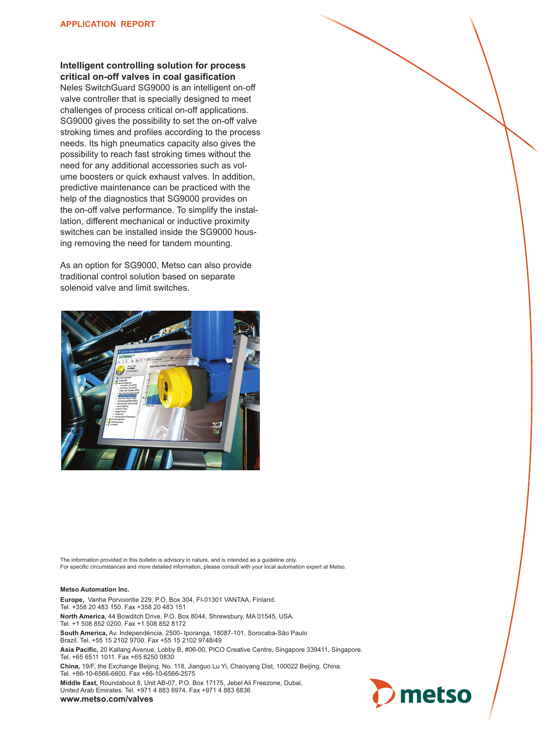APPLICATION REPORT

### Intelligent controlling solution for process critical on-off valves in coal gasification

Neles SwitchGuard SG9000 is an intelligent on-off valve controller that is specially designed to meet challenges of process critical on-off applications. SG9000 gives the possibility to set the on-off valve stroking times and profiles according to the process needs. Its high pneumatics capacity also gives the possibility to reach fast stroking times without the need for any additional accessories such as volume boosters or quick exhaust valves. In addition, predictive maintenance can be practiced with the help of the diagnostics that SG9000 provides on the on-off valve performance. To simplify the installation, different mechanical or inductive proximity switches can be installed inside the SG9000 housing removing the need for tandem mounting.

As an option for SG9000, Metso can also provide traditional control solution based on separate solenoid valve and limit switches.

The information provided in this bulletin is advisory in nature, and is intended as a guideline only.
For specific circumstances and more detailed information, please consult with your local automation expert at Metso.

**Metso Automation Inc.**

**Europe,** Vanha Porvoontie 229, P.O. Box 304, FI-01301 VANTAA, Finland.
Tel. +358 20 483 150. Fax +358 20 483 151

**North America,** 44 Bowditch Drive, P.O. Box 8044, Shrewsbury, MA 01545, USA.
Tel. +1 508 852 0200. Fax +1 508 852 8172

**South America,** Av. Independência, 2500- Iporanga, 18087-101, Sorocaba-São Paulo
Brazil. Tel. +55 15 2102 9700. Fax +55 15 2102 9748/49

**Asia Pacific,** 20 Kallang Avenue, Lobby B, #06-00, PICO Creative Centre, Singapore 339411, Singapore.
Tel. +65 6511 1011. Fax +65 6250 0830

**China,** 19/F, the Exchange Beijing, No. 118, Jianguo Lu Yi, Chaoyang Dist, 100022 Beijing, China.
Tel. +86-10-6566-6600. Fax +86-10-6566-2575

**Middle East,** Roundabout 8, Unit AB-07, P.O. Box 17175, Jebel Ali Freezone, Dubai,
United Arab Emirates. Tel. +971 4 883 6974. Fax +971 4 883 6836

**www.metso.com/valves**

metso